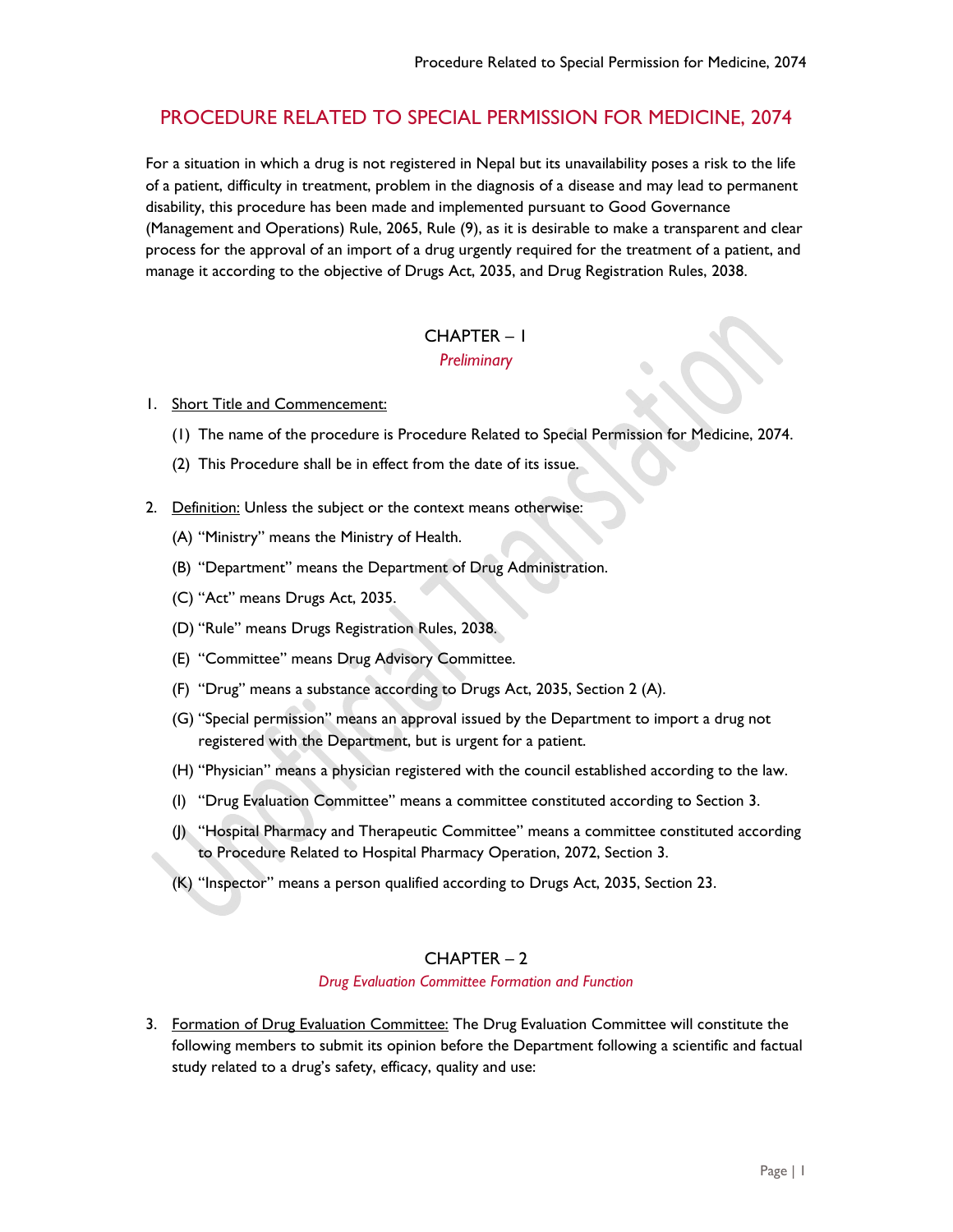# PROCEDURE RELATED TO SPECIAL PERMISSION FOR MEDICINE, 2074

For a situation in which a drug is not registered in Nepal but its unavailability poses a risk to the life of a patient, difficulty in treatment, problem in the diagnosis of a disease and may lead to permanent disability, this procedure has been made and implemented pursuant to Good Governance (Management and Operations) Rule, 2065, Rule (9), as it is desirable to make a transparent and clear process for the approval of an import of a drug urgently required for the treatment of a patient, and manage it according to the objective of Drugs Act, 2035, and Drug Registration Rules, 2038.

## CHAPTER – 1
### *Preliminary*

1. Short Title and Commencement:
   (1) The name of the procedure is Procedure Related to Special Permission for Medicine, 2074.
   (2) This Procedure shall be in effect from the date of its issue.

2. Definition: Unless the subject or the context means otherwise:
   (A) "Ministry" means the Ministry of Health.
   (B) "Department" means the Department of Drug Administration.
   (C) "Act" means Drugs Act, 2035.
   (D) "Rule" means Drugs Registration Rules, 2038.
   (E) "Committee" means Drug Advisory Committee.
   (F) "Drug" means a substance according to Drugs Act, 2035, Section 2 (A).
   (G) "Special permission" means an approval issued by the Department to import a drug not registered with the Department, but is urgent for a patient.
   (H) "Physician" means a physician registered with the council established according to the law.
   (I) "Drug Evaluation Committee" means a committee constituted according to Section 3.
   (J) "Hospital Pharmacy and Therapeutic Committee" means a committee constituted according to Procedure Related to Hospital Pharmacy Operation, 2072, Section 3.
   (K) "Inspector" means a person qualified according to Drugs Act, 2035, Section 23.

## CHAPTER – 2
### *Drug Evaluation Committee Formation and Function*

3. Formation of Drug Evaluation Committee: The Drug Evaluation Committee will constitute the following members to submit its opinion before the Department following a scientific and factual study related to a drug's safety, efficacy, quality and use: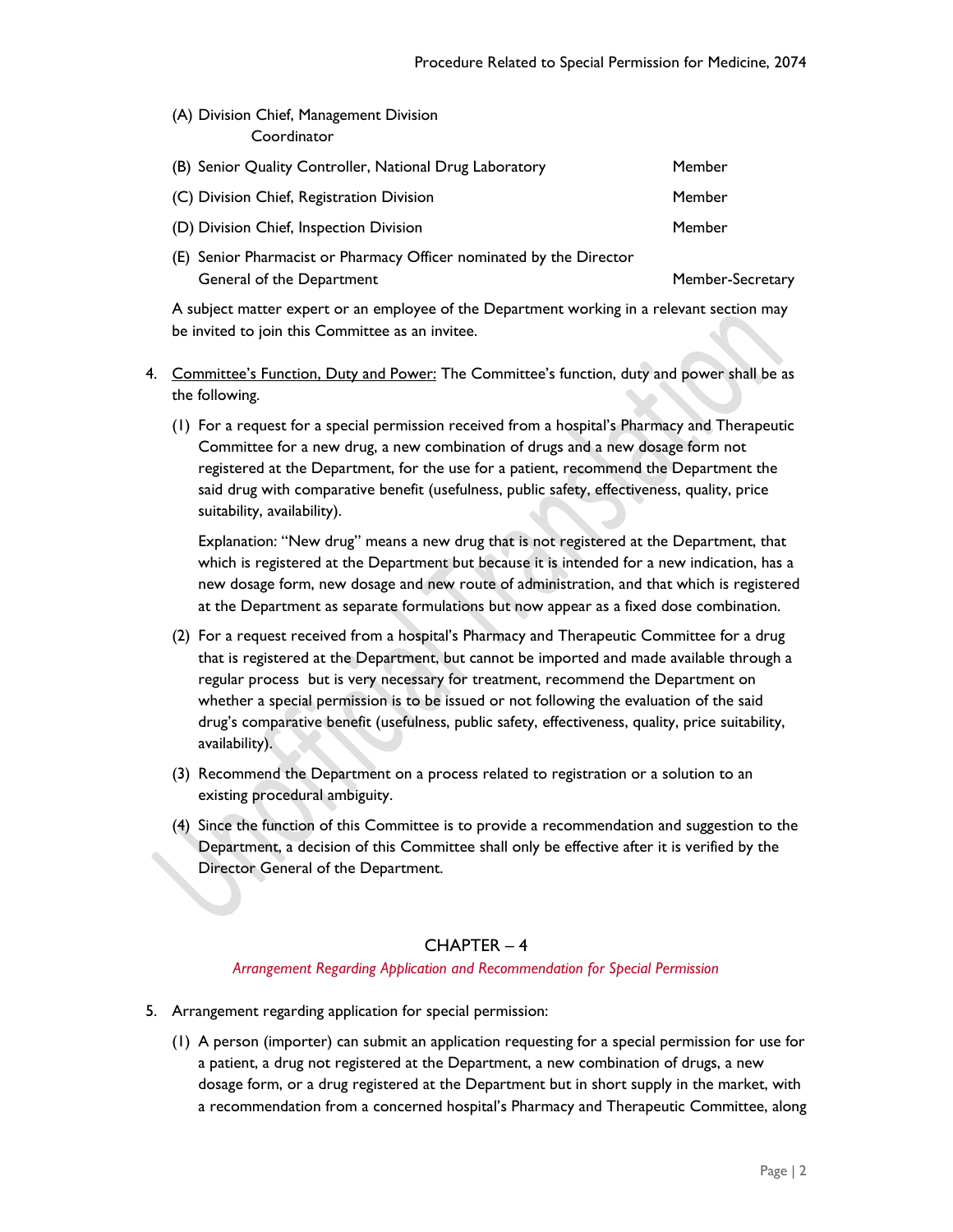(A) Division Chief, Management Division | Coordinator
(B) Senior Quality Controller, National Drug Laboratory | Member
(C) Division Chief, Registration Division | Member
(D) Division Chief, Inspection Division | Member
(E) Senior Pharmacist or Pharmacy Officer nominated by the Director General of the Department | Member-Secretary

A subject matter expert or an employee of the Department working in a relevant section may be invited to join this Committee as an invitee.

4. Committee's Function, Duty and Power: The Committee's function, duty and power shall be as the following.

   (1) For a request for a special permission received from a hospital's Pharmacy and Therapeutic Committee for a new drug, a new combination of drugs and a new dosage form not registered at the Department, for the use for a patient, recommend the Department the said drug with comparative benefit (usefulness, public safety, effectiveness, quality, price suitability, availability).

   Explanation: "New drug" means a new drug that is not registered at the Department, that which is registered at the Department but because it is intended for a new indication, has a new dosage form, new dosage and new route of administration, and that which is registered at the Department as separate formulations but now appear as a fixed dose combination.

   (2) For a request received from a hospital's Pharmacy and Therapeutic Committee for a drug that is registered at the Department, but cannot be imported and made available through a regular process but is very necessary for treatment, recommend the Department on whether a special permission is to be issued or not following the evaluation of the said drug's comparative benefit (usefulness, public safety, effectiveness, quality, price suitability, availability).

   (3) Recommend the Department on a process related to registration or a solution to an existing procedural ambiguity.

   (4) Since the function of this Committee is to provide a recommendation and suggestion to the Department, a decision of this Committee shall only be effective after it is verified by the Director General of the Department.

## CHAPTER – 4

*Arrangement Regarding Application and Recommendation for Special Permission*

5. Arrangement regarding application for special permission:

   (1) A person (importer) can submit an application requesting for a special permission for use for a patient, a drug not registered at the Department, a new combination of drugs, a new dosage form, or a drug registered at the Department but in short supply in the market, with a recommendation from a concerned hospital's Pharmacy and Therapeutic Committee, along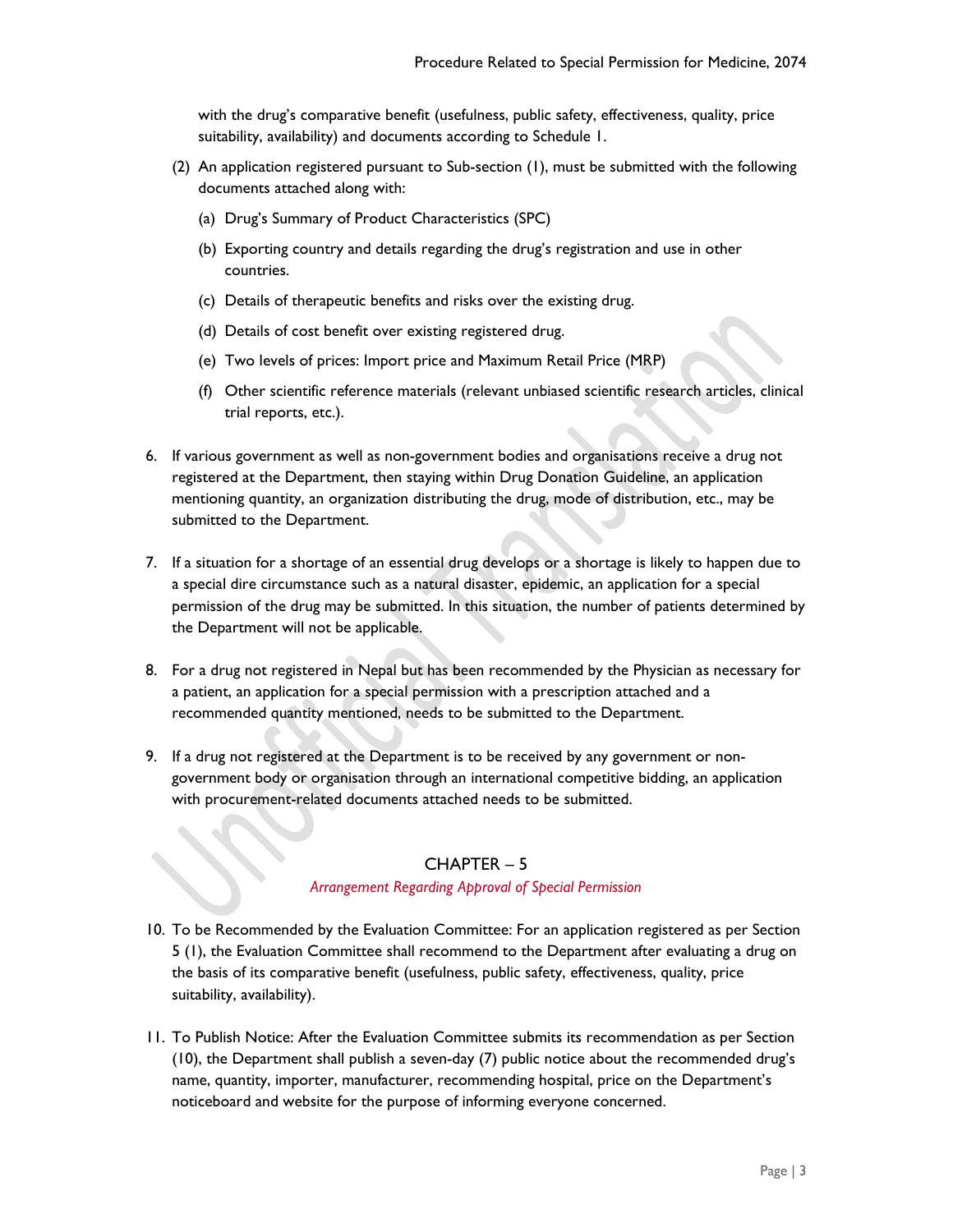with the drug's comparative benefit (usefulness, public safety, effectiveness, quality, price suitability, availability) and documents according to Schedule 1.

(2) An application registered pursuant to Sub-section (1), must be submitted with the following documents attached along with:

(a) Drug's Summary of Product Characteristics (SPC)

(b) Exporting country and details regarding the drug's registration and use in other countries.

(c) Details of therapeutic benefits and risks over the existing drug.

(d) Details of cost benefit over existing registered drug.

(e) Two levels of prices: Import price and Maximum Retail Price (MRP)

(f) Other scientific reference materials (relevant unbiased scientific research articles, clinical trial reports, etc.).

6. If various government as well as non-government bodies and organisations receive a drug not registered at the Department, then staying within Drug Donation Guideline, an application mentioning quantity, an organization distributing the drug, mode of distribution, etc., may be submitted to the Department.

7. If a situation for a shortage of an essential drug develops or a shortage is likely to happen due to a special dire circumstance such as a natural disaster, epidemic, an application for a special permission of the drug may be submitted. In this situation, the number of patients determined by the Department will not be applicable.

8. For a drug not registered in Nepal but has been recommended by the Physician as necessary for a patient, an application for a special permission with a prescription attached and a recommended quantity mentioned, needs to be submitted to the Department.

9. If a drug not registered at the Department is to be received by any government or non-government body or organisation through an international competitive bidding, an application with procurement-related documents attached needs to be submitted.

## CHAPTER – 5

*Arrangement Regarding Approval of Special Permission*

10. To be Recommended by the Evaluation Committee: For an application registered as per Section 5 (1), the Evaluation Committee shall recommend to the Department after evaluating a drug on the basis of its comparative benefit (usefulness, public safety, effectiveness, quality, price suitability, availability).

11. To Publish Notice: After the Evaluation Committee submits its recommendation as per Section (10), the Department shall publish a seven-day (7) public notice about the recommended drug's name, quantity, importer, manufacturer, recommending hospital, price on the Department's noticeboard and website for the purpose of informing everyone concerned.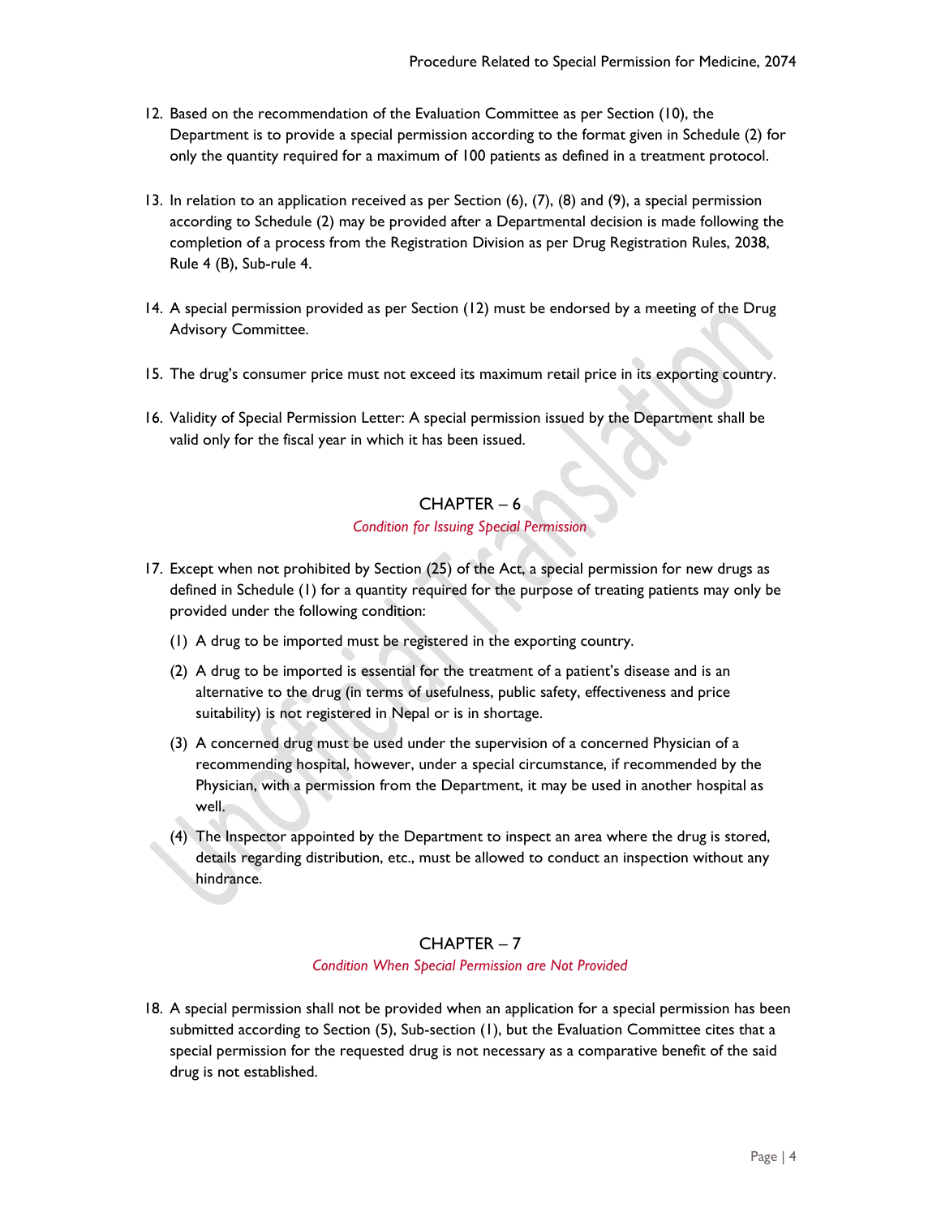12. Based on the recommendation of the Evaluation Committee as per Section (10), the Department is to provide a special permission according to the format given in Schedule (2) for only the quantity required for a maximum of 100 patients as defined in a treatment protocol.

13. In relation to an application received as per Section (6), (7), (8) and (9), a special permission according to Schedule (2) may be provided after a Departmental decision is made following the completion of a process from the Registration Division as per Drug Registration Rules, 2038, Rule 4 (B), Sub-rule 4.

14. A special permission provided as per Section (12) must be endorsed by a meeting of the Drug Advisory Committee.

15. The drug's consumer price must not exceed its maximum retail price in its exporting country.

16. Validity of Special Permission Letter: A special permission issued by the Department shall be valid only for the fiscal year in which it has been issued.

## CHAPTER – 6

*Condition for Issuing Special Permission*

17. Except when not prohibited by Section (25) of the Act, a special permission for new drugs as defined in Schedule (1) for a quantity required for the purpose of treating patients may only be provided under the following condition:

    (1) A drug to be imported must be registered in the exporting country.

    (2) A drug to be imported is essential for the treatment of a patient's disease and is an alternative to the drug (in terms of usefulness, public safety, effectiveness and price suitability) is not registered in Nepal or is in shortage.

    (3) A concerned drug must be used under the supervision of a concerned Physician of a recommending hospital, however, under a special circumstance, if recommended by the Physician, with a permission from the Department, it may be used in another hospital as well.

    (4) The Inspector appointed by the Department to inspect an area where the drug is stored, details regarding distribution, etc., must be allowed to conduct an inspection without any hindrance.

## CHAPTER – 7

*Condition When Special Permission are Not Provided*

18. A special permission shall not be provided when an application for a special permission has been submitted according to Section (5), Sub-section (1), but the Evaluation Committee cites that a special permission for the requested drug is not necessary as a comparative benefit of the said drug is not established.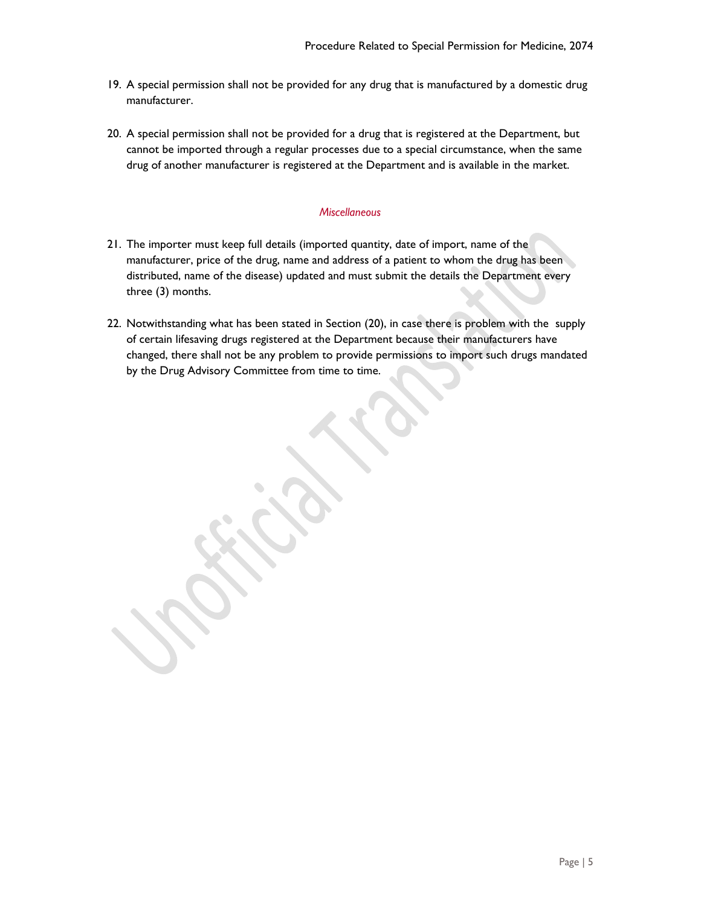19. A special permission shall not be provided for any drug that is manufactured by a domestic drug manufacturer.

20. A special permission shall not be provided for a drug that is registered at the Department, but cannot be imported through a regular processes due to a special circumstance, when the same drug of another manufacturer is registered at the Department and is available in the market.

### *Miscellaneous*

21. The importer must keep full details (imported quantity, date of import, name of the manufacturer, price of the drug, name and address of a patient to whom the drug has been distributed, name of the disease) updated and must submit the details the Department every three (3) months.

22. Notwithstanding what has been stated in Section (20), in case there is problem with the supply of certain lifesaving drugs registered at the Department because their manufacturers have changed, there shall not be any problem to provide permissions to import such drugs mandated by the Drug Advisory Committee from time to time.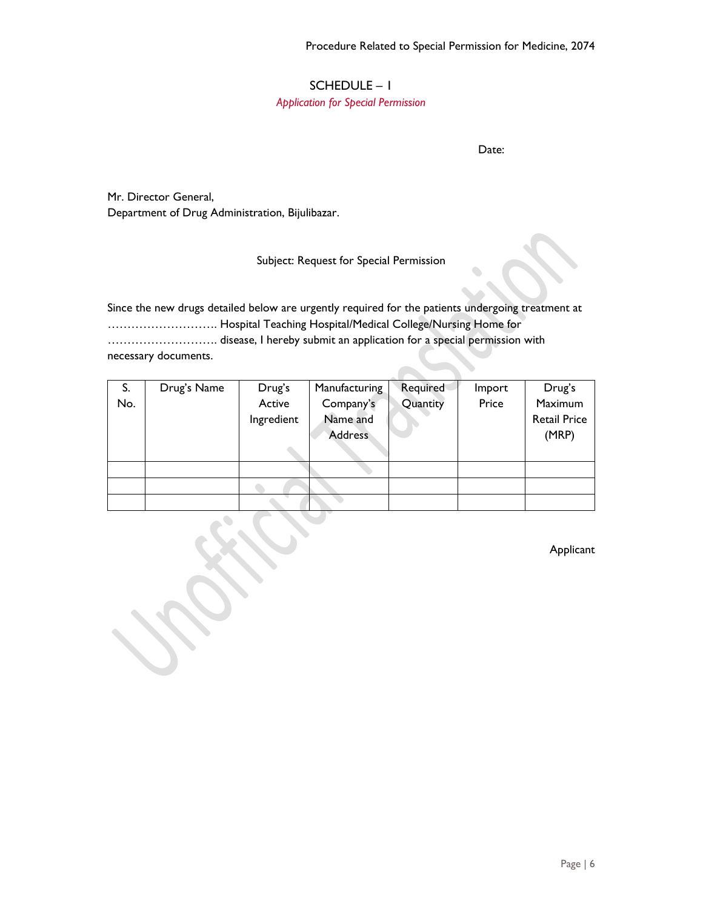# SCHEDULE – I

*Application for Special Permission*

Date:

Mr. Director General,
Department of Drug Administration, Bijulibazar.

Subject: Request for Special Permission

Since the new drugs detailed below are urgently required for the patients undergoing treatment at ……………………….. Hospital Teaching Hospital/Medical College/Nursing Home for ……………………….. disease, I hereby submit an application for a special permission with necessary documents.

| S. No. | Drug's Name | Drug's Active Ingredient | Manufacturing Company's Name and Address | Required Quantity | Import Price | Drug's Maximum Retail Price (MRP) |
|---|---|---|---|---|---|---|
| | | | | | | |
| | | | | | | |
| | | | | | | |

Applicant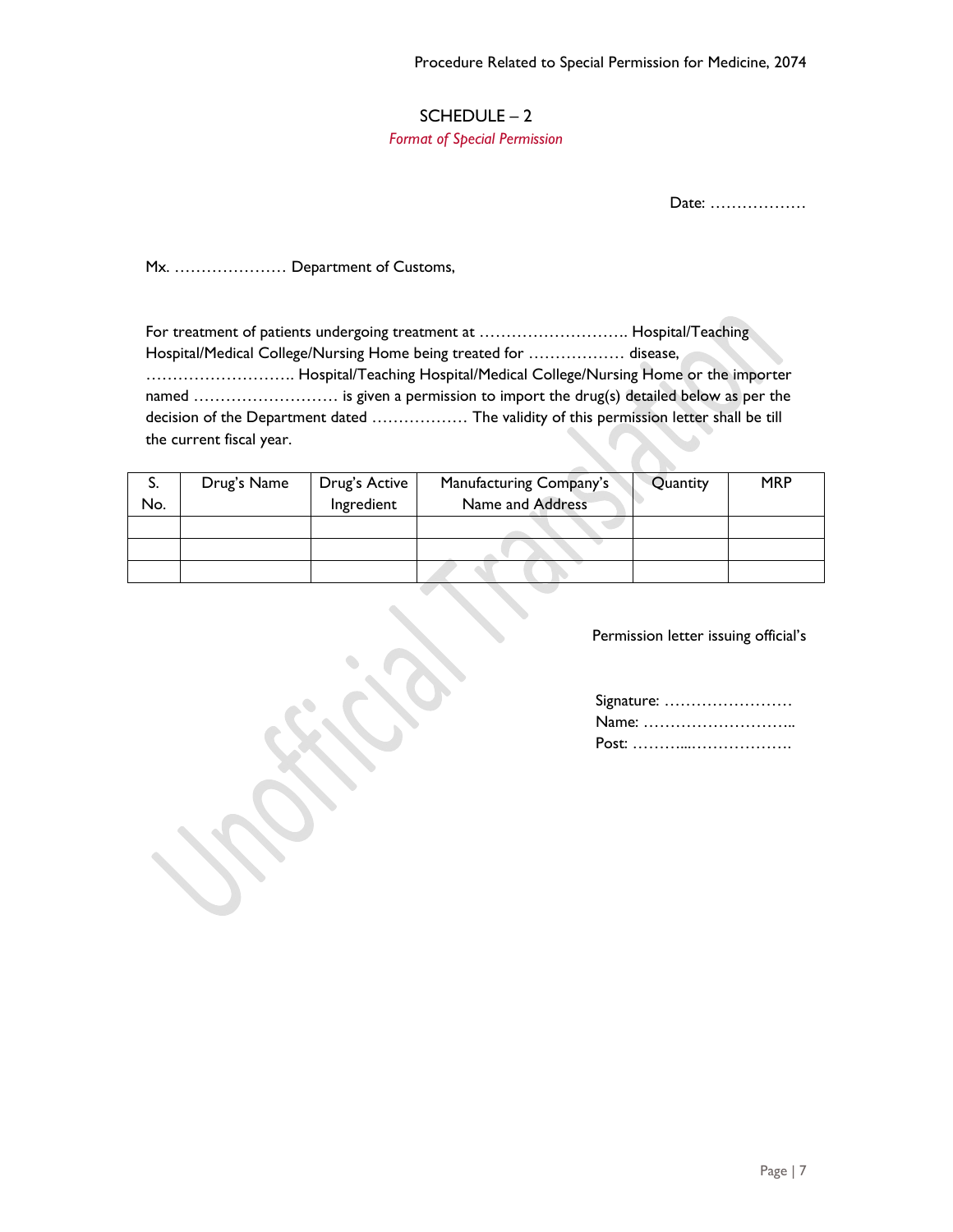# SCHEDULE – 2

*Format of Special Permission*

Date: ………………

Mx. ………………… Department of Customs,

For treatment of patients undergoing treatment at ………………………. Hospital/Teaching Hospital/Medical College/Nursing Home being treated for ……………… disease, ………………………. Hospital/Teaching Hospital/Medical College/Nursing Home or the importer named ……………………… is given a permission to import the drug(s) detailed below as per the decision of the Department dated ……………… The validity of this permission letter shall be till the current fiscal year.

| S. No. | Drug's Name | Drug's Active Ingredient | Manufacturing Company's Name and Address | Quantity | MRP |
|---|---|---|---|---|---|
| | | | | | |
| | | | | | |
| | | | | | |

Permission letter issuing official's

Signature: ……………………
Name: ………………………..
Post: ………..……………….